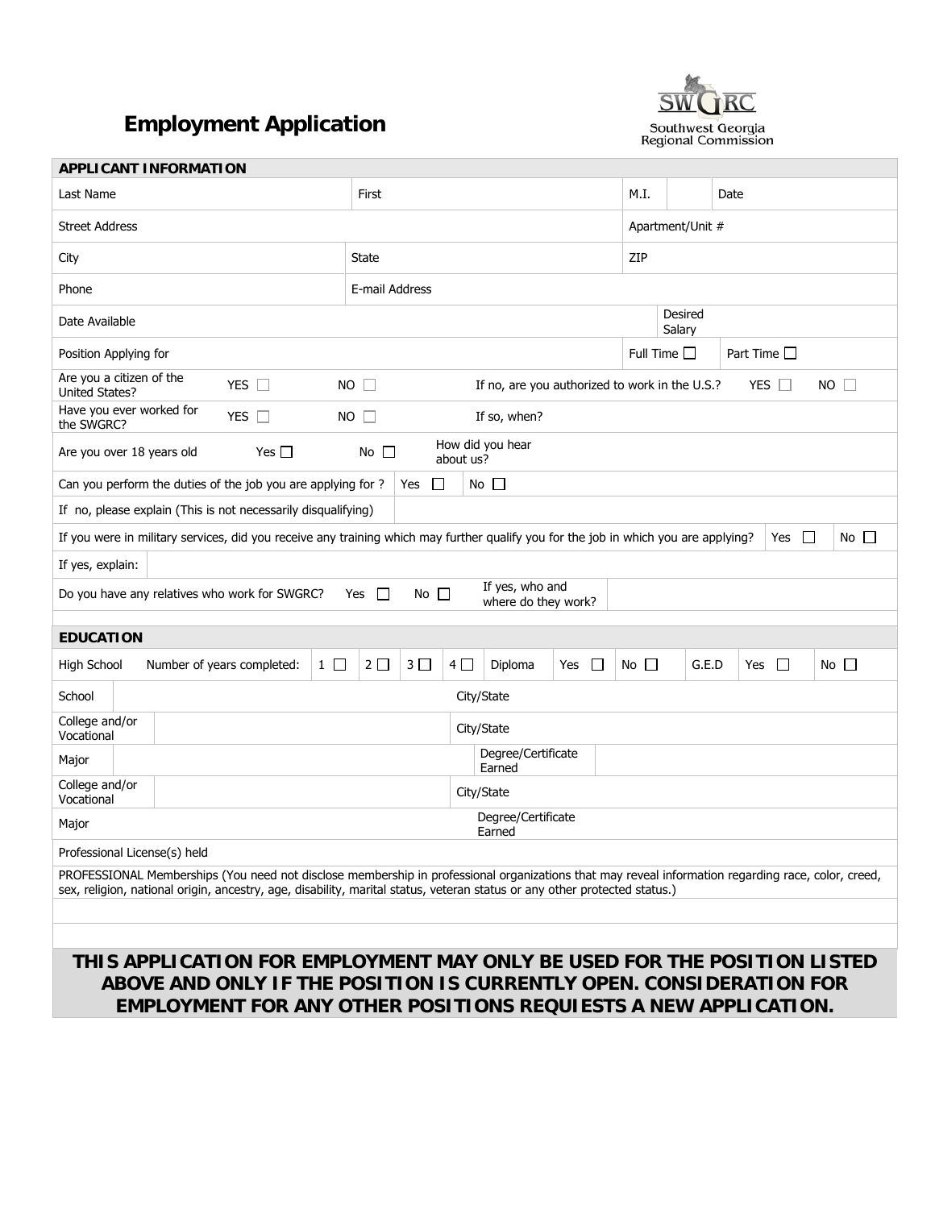# Employment Application

Southwest Georgia Regional Commission

## APPLICANT INFORMATION

| | | | | |
|---|---|---|---|---|
| Last Name | First | M.I. | | Date |
| Street Address | | Apartment/Unit # | | |
| City | State | ZIP | | |
| Phone | E-mail Address | | | |
| Date Available | | Desired Salary | | |
| Position Applying for | | Full Time ☐ | Part Time ☐ | |

Are you a citizen of the United States? YES ☐ NO ☐ If no, are you authorized to work in the U.S.? YES ☐ NO ☐

Have you ever worked for the SWGRC? YES ☐ NO ☐ If so, when?

Are you over 18 years old Yes ☐ No ☐ How did you hear about us?

Can you perform the duties of the job you are applying for ? Yes ☐ No ☐

If no, please explain (This is not necessarily disqualifying)

If you were in military services, did you receive any training which may further qualify you for the job in which you are applying? Yes ☐ No ☐

If yes, explain:

Do you have any relatives who work for SWGRC? Yes ☐ No ☐ If yes, who and where do they work?

## EDUCATION

High School Number of years completed: 1 ☐ 2 ☐ 3 ☐ 4 ☐ Diploma Yes ☐ No ☐ G.E.D Yes ☐ No ☐

| | | | |
|---|---|---|---|
| School | | City/State | |
| College and/or Vocational | | City/State | |
| Major | | Degree/Certificate Earned | |
| College and/or Vocational | | City/State | |
| Major | | Degree/Certificate Earned | |

Professional License(s) held

PROFESSIONAL Memberships (You need not disclose membership in professional organizations that may reveal information regarding race, color, creed, sex, religion, national origin, ancestry, age, disability, marital status, veteran status or any other protected status.)

**THIS APPLICATION FOR EMPLOYMENT MAY ONLY BE USED FOR THE POSITION LISTED ABOVE AND ONLY IF THE POSITION IS CURRENTLY OPEN. CONSIDERATION FOR EMPLOYMENT FOR ANY OTHER POSITIONS REQUIESTS A NEW APPLICATION.**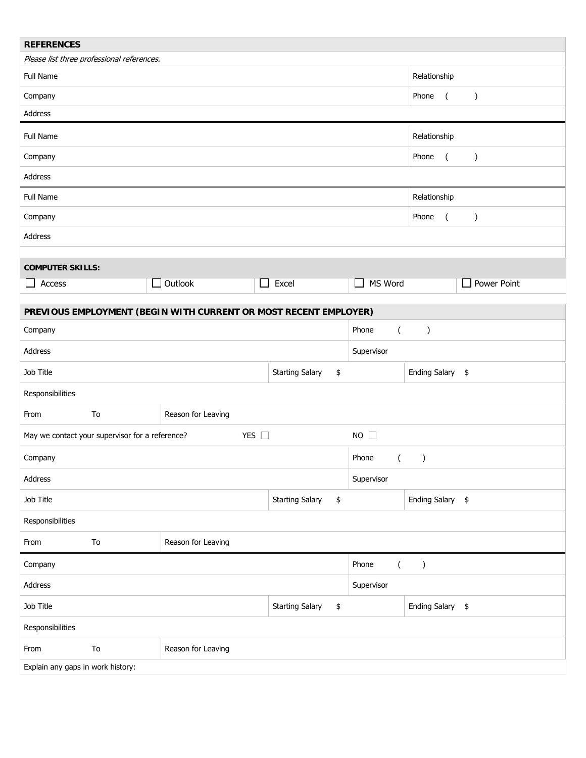## REFERENCES

*Please list three professional references.*

| Full Name | Relationship |
|---|---|
| Company | Phone ( ) |
| Address | |

| Full Name | Relationship |
|---|---|
| Company | Phone ( ) |
| Address | |

| Full Name | Relationship |
|---|---|
| Company | Phone ( ) |
| Address | |

## COMPUTER SKILLS:

| ☐ Access | ☐ Outlook | ☐ Excel | ☐ MS Word | ☐ Power Point |
|---|---|---|---|---|

## PREVIOUS EMPLOYMENT (BEGIN WITH CURRENT OR MOST RECENT EMPLOYER)

| Company | | | Phone ( ) | |
|---|---|---|---|---|
| Address | | | Supervisor | |
| Job Title | | Starting Salary $ | | Ending Salary $ |
| Responsibilities | | | | |
| From | To | Reason for Leaving | | |
| May we contact your supervisor for a reference? | | YES ☐ | NO ☐ | |

| Company | | | Phone ( ) | |
|---|---|---|---|---|
| Address | | | Supervisor | |
| Job Title | | Starting Salary $ | | Ending Salary $ |
| Responsibilities | | | | |
| From | To | Reason for Leaving | | |

| Company | | | Phone ( ) | |
|---|---|---|---|---|
| Address | | | Supervisor | |
| Job Title | | Starting Salary $ | | Ending Salary $ |
| Responsibilities | | | | |
| From | To | Reason for Leaving | | |

Explain any gaps in work history: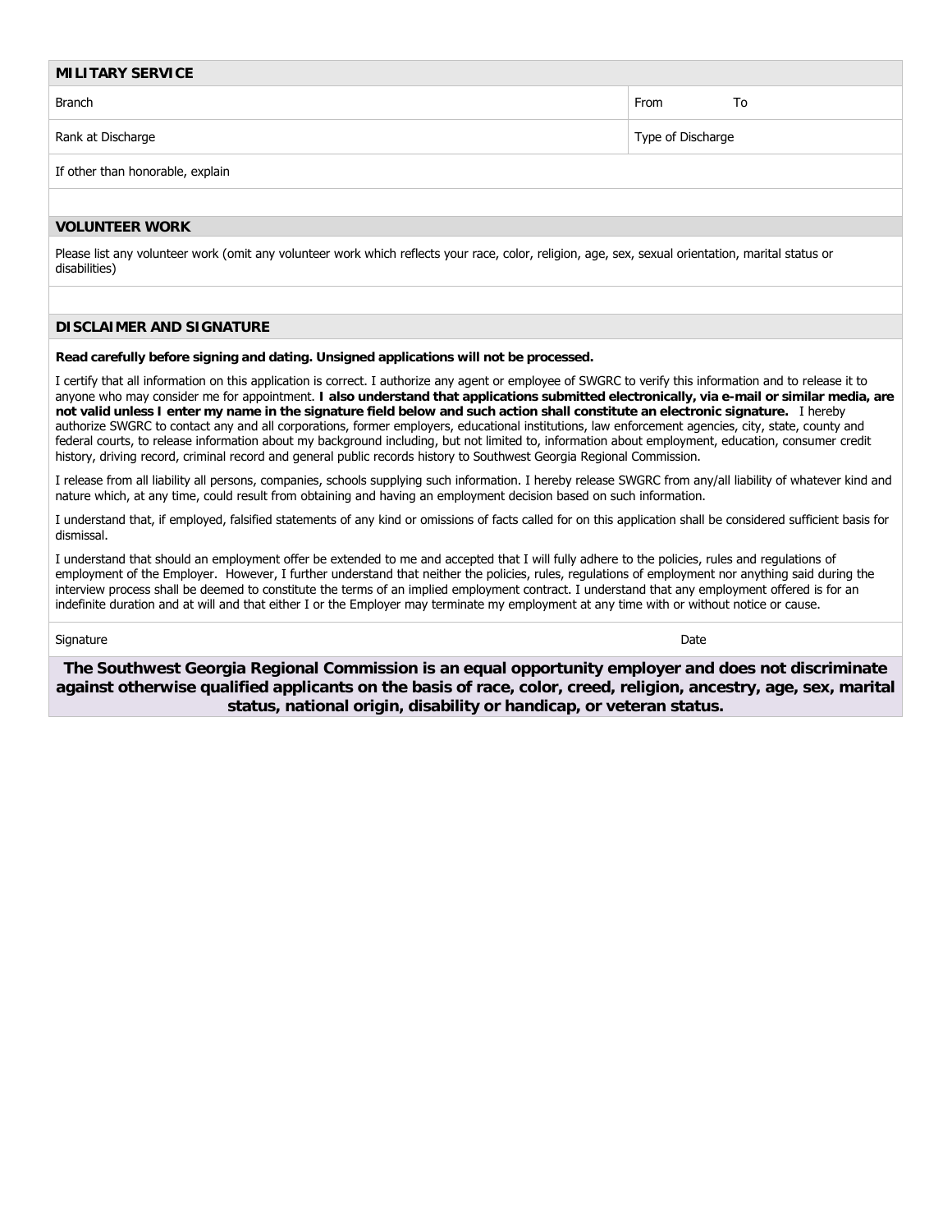## MILITARY SERVICE

| Branch | From | To |
|---|---|---|
| Rank at Discharge | Type of Discharge | |
| If other than honorable, explain | | |

## VOLUNTEER WORK

Please list any volunteer work (omit any volunteer work which reflects your race, color, religion, age, sex, sexual orientation, marital status or disabilities)

## DISCLAIMER AND SIGNATURE

**Read carefully before signing and dating. Unsigned applications will not be processed.**

I certify that all information on this application is correct. I authorize any agent or employee of SWGRC to verify this information and to release it to anyone who may consider me for appointment. **I also understand that applications submitted electronically, via e-mail or similar media, are not valid unless I enter my name in the signature field below and such action shall constitute an electronic signature.** I hereby authorize SWGRC to contact any and all corporations, former employers, educational institutions, law enforcement agencies, city, state, county and federal courts, to release information about my background including, but not limited to, information about employment, education, consumer credit history, driving record, criminal record and general public records history to Southwest Georgia Regional Commission.

I release from all liability all persons, companies, schools supplying such information. I hereby release SWGRC from any/all liability of whatever kind and nature which, at any time, could result from obtaining and having an employment decision based on such information.

I understand that, if employed, falsified statements of any kind or omissions of facts called for on this application shall be considered sufficient basis for dismissal.

I understand that should an employment offer be extended to me and accepted that I will fully adhere to the policies, rules and regulations of employment of the Employer. However, I further understand that neither the policies, rules, regulations of employment nor anything said during the interview process shall be deemed to constitute the terms of an implied employment contract. I understand that any employment offered is for an indefinite duration and at will and that either I or the Employer may terminate my employment at any time with or without notice or cause.

| Signature | Date |
|---|---|

**The Southwest Georgia Regional Commission is an equal opportunity employer and does not discriminate against otherwise qualified applicants on the basis of race, color, creed, religion, ancestry, age, sex, marital status, national origin, disability or handicap, or veteran status.**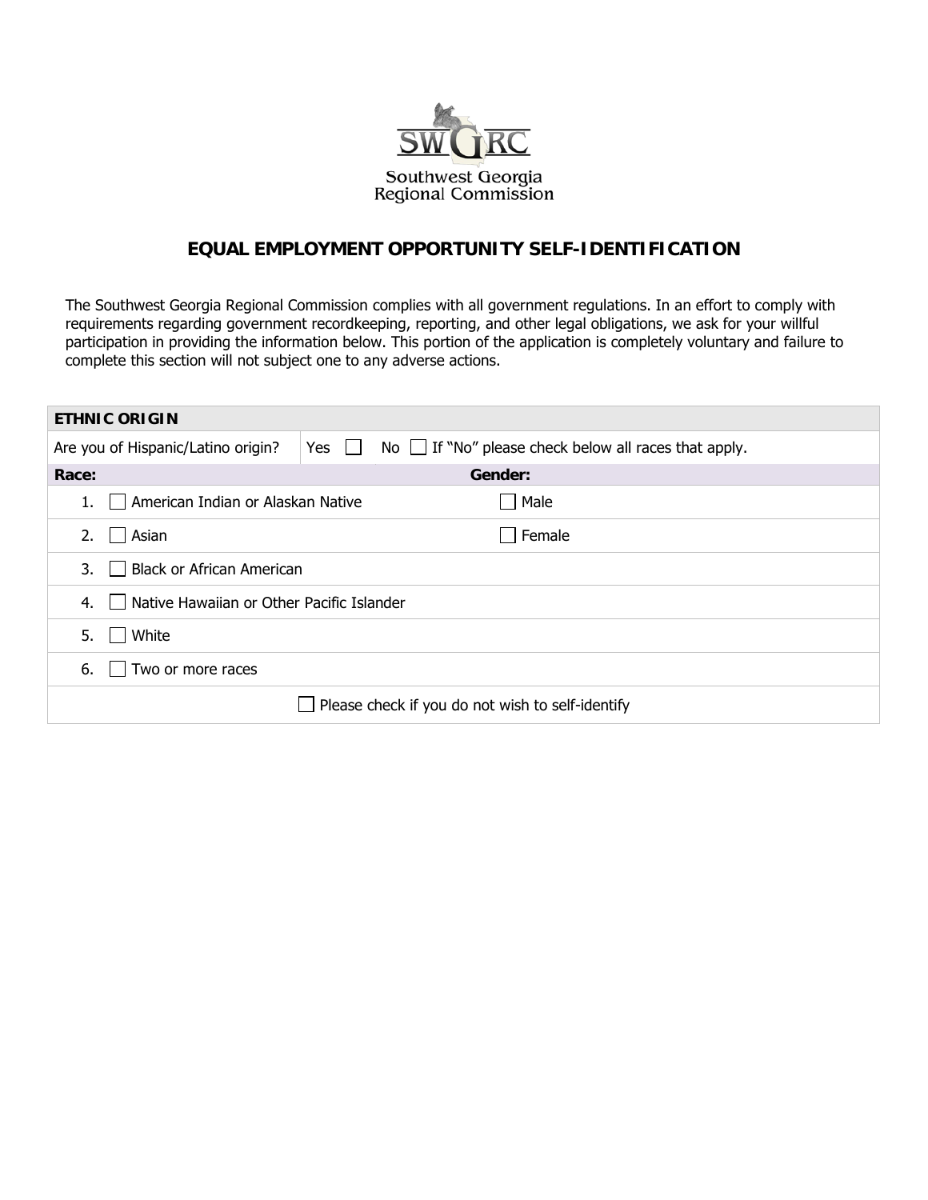Southwest Georgia
Regional Commission

# EQUAL EMPLOYMENT OPPORTUNITY SELF-IDENTIFICATION

The Southwest Georgia Regional Commission complies with all government regulations. In an effort to comply with requirements regarding government recordkeeping, reporting, and other legal obligations, we ask for your willful participation in providing the information below. This portion of the application is completely voluntary and failure to complete this section will not subject one to any adverse actions.

| ETHNIC ORIGIN | | |
|---|---|---|
| Are you of Hispanic/Latino origin? | Yes ☐ | No ☐ If "No" please check below all races that apply. |
| **Race:** | | **Gender:** |
| 1. ☐ American Indian or Alaskan Native | | ☐ Male |
| 2. ☐ Asian | | ☐ Female |
| 3. ☐ Black or African American | | |
| 4. ☐ Native Hawaiian or Other Pacific Islander | | |
| 5. ☐ White | | |
| 6. ☐ Two or more races | | |
| ☐ Please check if you do not wish to self-identify | | |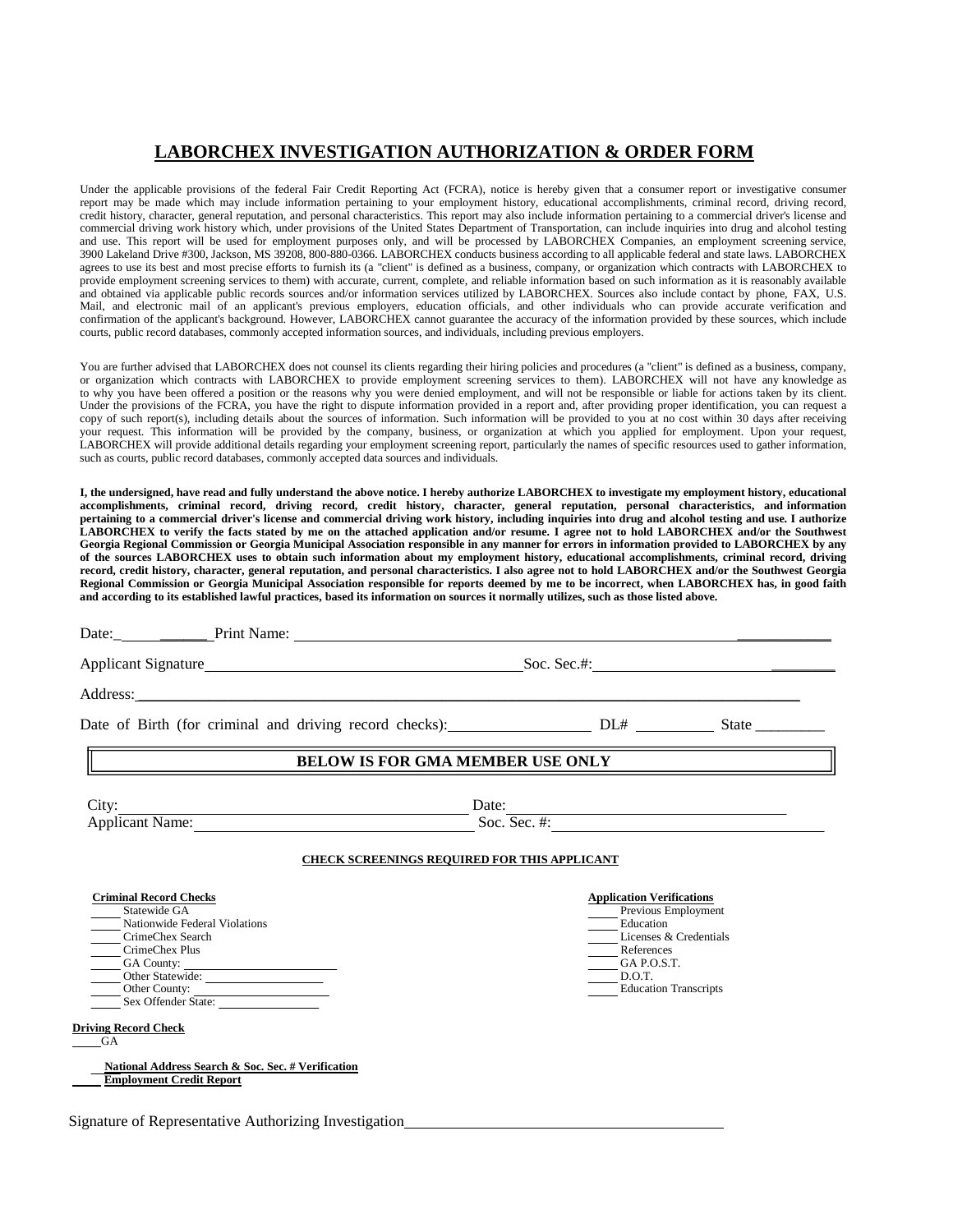# LABORCHEX INVESTIGATION AUTHORIZATION & ORDER FORM

Under the applicable provisions of the federal Fair Credit Reporting Act (FCRA), notice is hereby given that a consumer report or investigative consumer report may be made which may include information pertaining to your employment history, educational accomplishments, criminal record, driving record, credit history, character, general reputation, and personal characteristics. This report may also include information pertaining to a commercial driver's license and commercial driving work history which, under provisions of the United States Department of Transportation, can include inquiries into drug and alcohol testing and use. This report will be used for employment purposes only, and will be processed by LABORCHEX Companies, an employment screening service, 3900 Lakeland Drive #300, Jackson, MS 39208, 800-880-0366. LABORCHEX conducts business according to all applicable federal and state laws. LABORCHEX agrees to use its best and most precise efforts to furnish its (a "client" is defined as a business, company, or organization which contracts with LABORCHEX to provide employment screening services to them) with accurate, current, complete, and reliable information based on such information as it is reasonably available and obtained via applicable public records sources and/or information services utilized by LABORCHEX. Sources also include contact by phone, FAX, U.S. Mail, and electronic mail of an applicant's previous employers, education officials, and other individuals who can provide accurate verification and confirmation of the applicant's background. However, LABORCHEX cannot guarantee the accuracy of the information provided by these sources, which include courts, public record databases, commonly accepted information sources, and individuals, including previous employers.

You are further advised that LABORCHEX does not counsel its clients regarding their hiring policies and procedures (a "client" is defined as a business, company, or organization which contracts with LABORCHEX to provide employment screening services to them). LABORCHEX will not have any knowledge as to why you have been offered a position or the reasons why you were denied employment, and will not be responsible or liable for actions taken by its client. Under the provisions of the FCRA, you have the right to dispute information provided in a report and, after providing proper identification, you can request a copy of such report(s), including details about the sources of information. Such information will be provided to you at no cost within 30 days after receiving your request. This information will be provided by the company, business, or organization at which you applied for employment. Upon your request, LABORCHEX will provide additional details regarding your employment screening report, particularly the names of specific resources used to gather information, such as courts, public record databases, commonly accepted data sources and individuals.

**I, the undersigned, have read and fully understand the above notice. I hereby authorize LABORCHEX to investigate my employment history, educational accomplishments, criminal record, driving record, credit history, character, general reputation, personal characteristics, and information pertaining to a commercial driver's license and commercial driving work history, including inquiries into drug and alcohol testing and use. I authorize LABORCHEX to verify the facts stated by me on the attached application and/or resume. I agree not to hold LABORCHEX and/or the Southwest Georgia Regional Commission or Georgia Municipal Association responsible in any manner for errors in information provided to LABORCHEX by any of the sources LABORCHEX uses to obtain such information about my employment history, educational accomplishments, criminal record, driving record, credit history, character, general reputation, and personal characteristics. I also agree not to hold LABORCHEX and/or the Southwest Georgia Regional Commission or Georgia Municipal Association responsible for reports deemed by me to be incorrect, when LABORCHEX has, in good faith and according to its established lawful practices, based its information on sources it normally utilizes, such as those listed above.**

Date:_____________ Print Name: ______________________________________________________________

Applicant Signature______________________________________ Soc. Sec.#:_____________________________

Address:_____________________________________________________________________________

Date of Birth (for criminal and driving record checks):__________________ DL# __________ State _________

## BELOW IS FOR GMA MEMBER USE ONLY

City:_________________________________________ Date:___________________________________

Applicant Name:_______________________________ Soc. Sec. #:______________________________

**CHECK SCREENINGS REQUIRED FOR THIS APPLICANT**

**Criminal Record Checks**

_____ Statewide GA
_____ Nationwide Federal Violations
_____ CrimeChex Search
_____ CrimeChex Plus
_____ GA County: ______________________
_____ Other Statewide: __________________
_____ Other County: ____________________
_____ Sex Offender State: ________________

**Application Verifications**

_____ Previous Employment
_____ Education
_____ Licenses & Credentials
_____ References
_____ GA P.O.S.T.
_____ D.O.T.
_____ Education Transcripts

**Driving Record Check**

_____ GA

_____ **National Address Search & Soc. Sec. # Verification**
_____ **Employment Credit Report**

Signature of Representative Authorizing Investigation_________________________________________